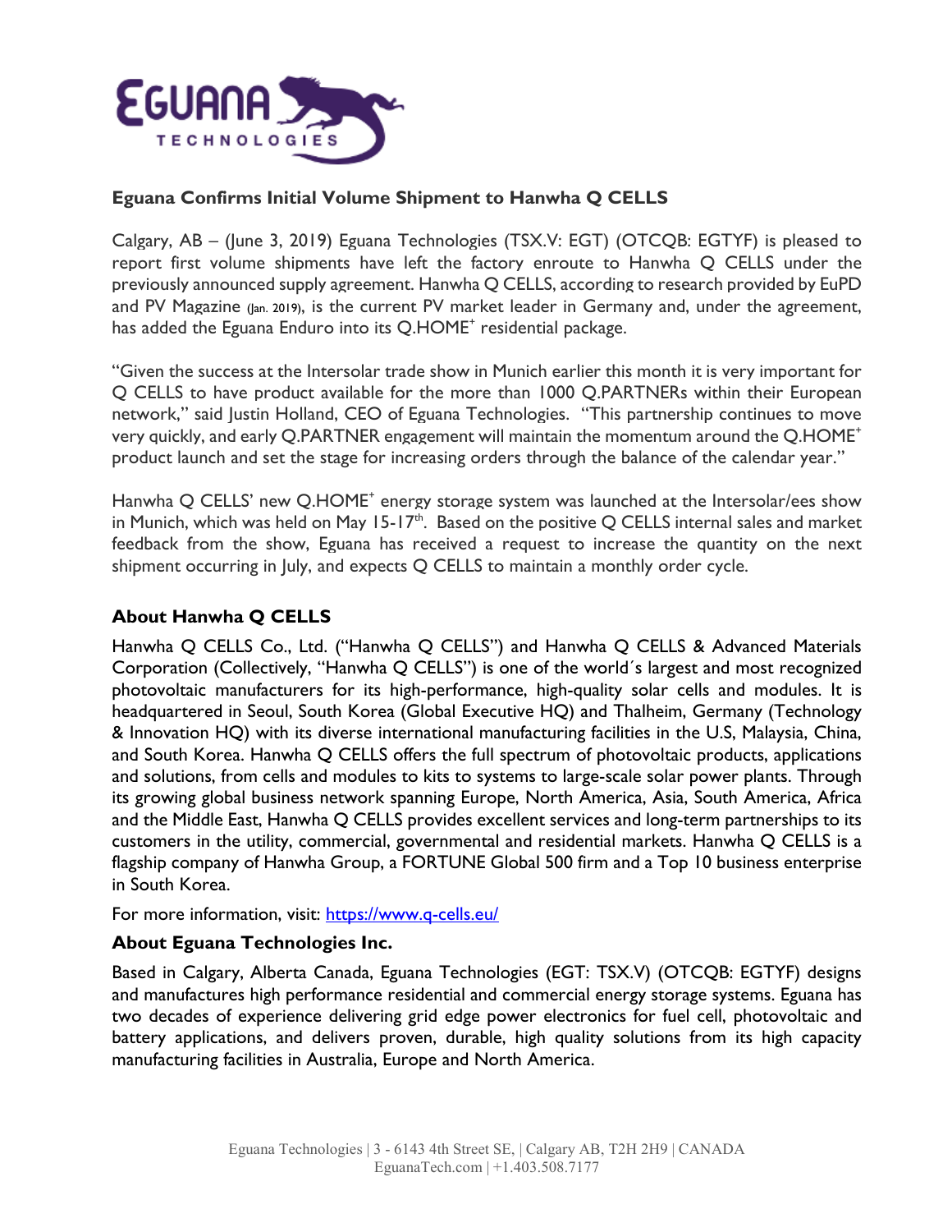## Eguana Confirms Initial Volume Shipment to Hanwha Q CELLS

Calgary, AB – (June 3, 2019) Eguana Technologies (TSX.V: EGT) (OTCQB: EGTYF) is pleased to report first volume shipments have left the factory enroute to Hanwha Q CELLS under the previously announced supply agreement. Hanwha Q CELLS, according to research provided by EuPD and PV Magazine (Jan. 2019), is the current PV market leader in Germany and, under the agreement, has added the Eguana Enduro into its Q.HOME+ residential package.

"Given the success at the Intersolar trade show in Munich earlier this month it is very important for Q CELLS to have product available for the more than 1000 Q.PARTNERs within their European network," said Justin Holland, CEO of Eguana Technologies. "This partnership continues to move very quickly, and early Q.PARTNER engagement will maintain the momentum around the Q.HOME+ product launch and set the stage for increasing orders through the balance of the calendar year."

Hanwha Q CELLS' new Q.HOME+ energy storage system was launched at the Intersolar/ees show in Munich, which was held on May 15-17th. Based on the positive Q CELLS internal sales and market feedback from the show, Eguana has received a request to increase the quantity on the next shipment occurring in July, and expects Q CELLS to maintain a monthly order cycle.

### About Hanwha Q CELLS

Hanwha Q CELLS Co., Ltd. ("Hanwha Q CELLS") and Hanwha Q CELLS & Advanced Materials Corporation (Collectively, "Hanwha Q CELLS") is one of the world´s largest and most recognized photovoltaic manufacturers for its high-performance, high-quality solar cells and modules. It is headquartered in Seoul, South Korea (Global Executive HQ) and Thalheim, Germany (Technology & Innovation HQ) with its diverse international manufacturing facilities in the U.S, Malaysia, China, and South Korea. Hanwha Q CELLS offers the full spectrum of photovoltaic products, applications and solutions, from cells and modules to kits to systems to large-scale solar power plants. Through its growing global business network spanning Europe, North America, Asia, South America, Africa and the Middle East, Hanwha Q CELLS provides excellent services and long-term partnerships to its customers in the utility, commercial, governmental and residential markets. Hanwha Q CELLS is a flagship company of Hanwha Group, a FORTUNE Global 500 firm and a Top 10 business enterprise in South Korea.

For more information, visit: https://www.q-cells.eu/

### About Eguana Technologies Inc.

Based in Calgary, Alberta Canada, Eguana Technologies (EGT: TSX.V) (OTCQB: EGTYF) designs and manufactures high performance residential and commercial energy storage systems. Eguana has two decades of experience delivering grid edge power electronics for fuel cell, photovoltaic and battery applications, and delivers proven, durable, high quality solutions from its high capacity manufacturing facilities in Australia, Europe and North America.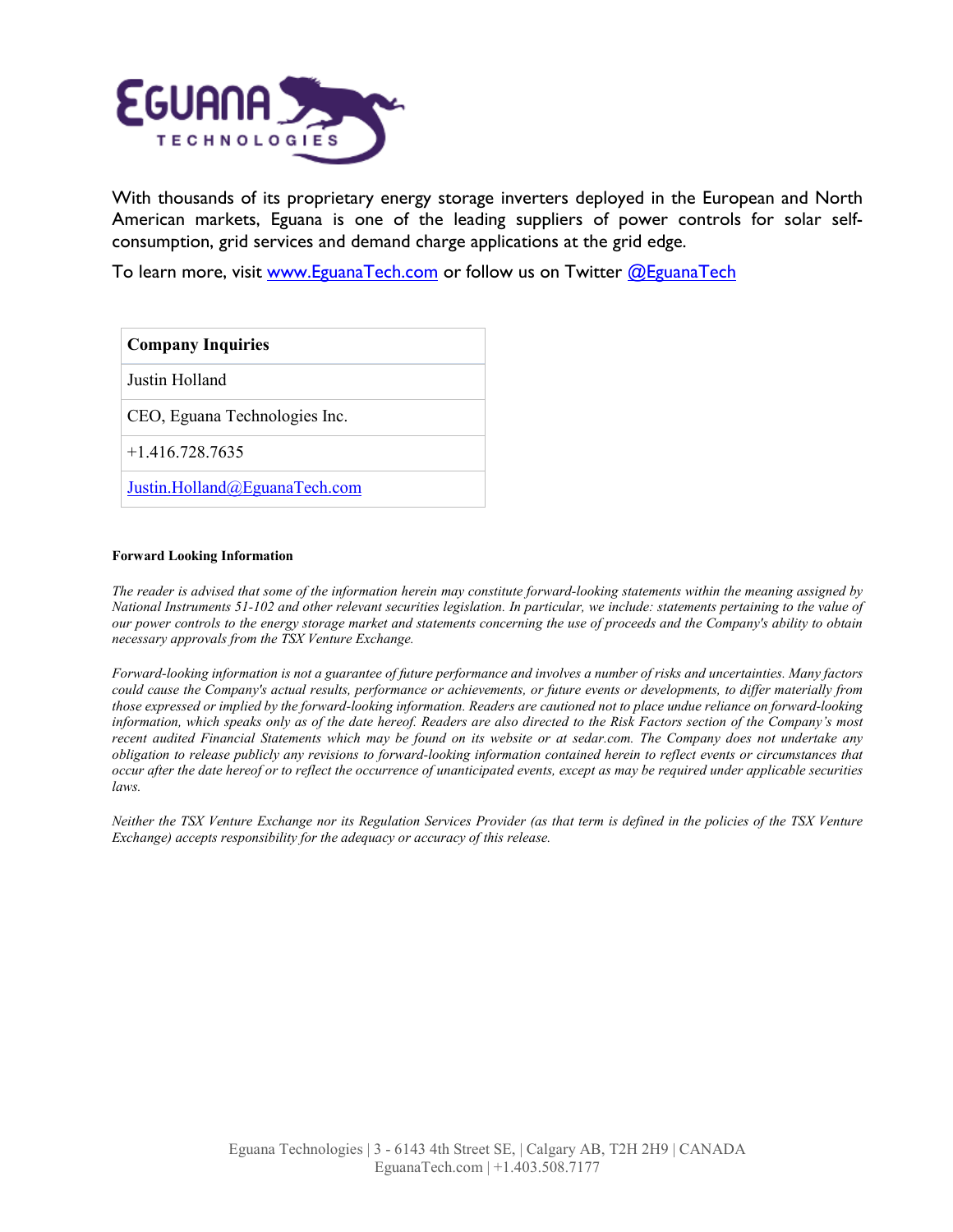With thousands of its proprietary energy storage inverters deployed in the European and North American markets, Eguana is one of the leading suppliers of power controls for solar self-consumption, grid services and demand charge applications at the grid edge.

To learn more, visit [www.EguanaTech.com](http://www.EguanaTech.com) or follow us on Twitter [@EguanaTech](https://twitter.com/EguanaTech)

| Company Inquiries |
|---|
| Justin Holland |
| CEO, Eguana Technologies Inc. |
| +1.416.728.7635 |
| Justin.Holland@EguanaTech.com |

**Forward Looking Information**

*The reader is advised that some of the information herein may constitute forward-looking statements within the meaning assigned by National Instruments 51-102 and other relevant securities legislation. In particular, we include: statements pertaining to the value of our power controls to the energy storage market and statements concerning the use of proceeds and the Company's ability to obtain necessary approvals from the TSX Venture Exchange.*

*Forward-looking information is not a guarantee of future performance and involves a number of risks and uncertainties. Many factors could cause the Company's actual results, performance or achievements, or future events or developments, to differ materially from those expressed or implied by the forward-looking information. Readers are cautioned not to place undue reliance on forward-looking information, which speaks only as of the date hereof. Readers are also directed to the Risk Factors section of the Company's most recent audited Financial Statements which may be found on its website or at sedar.com. The Company does not undertake any obligation to release publicly any revisions to forward-looking information contained herein to reflect events or circumstances that occur after the date hereof or to reflect the occurrence of unanticipated events, except as may be required under applicable securities laws.*

*Neither the TSX Venture Exchange nor its Regulation Services Provider (as that term is defined in the policies of the TSX Venture Exchange) accepts responsibility for the adequacy or accuracy of this release.*

Eguana Technologies | 3 - 6143 4th Street SE, | Calgary AB, T2H 2H9 | CANADA
EguanaTech.com | +1.403.508.7177